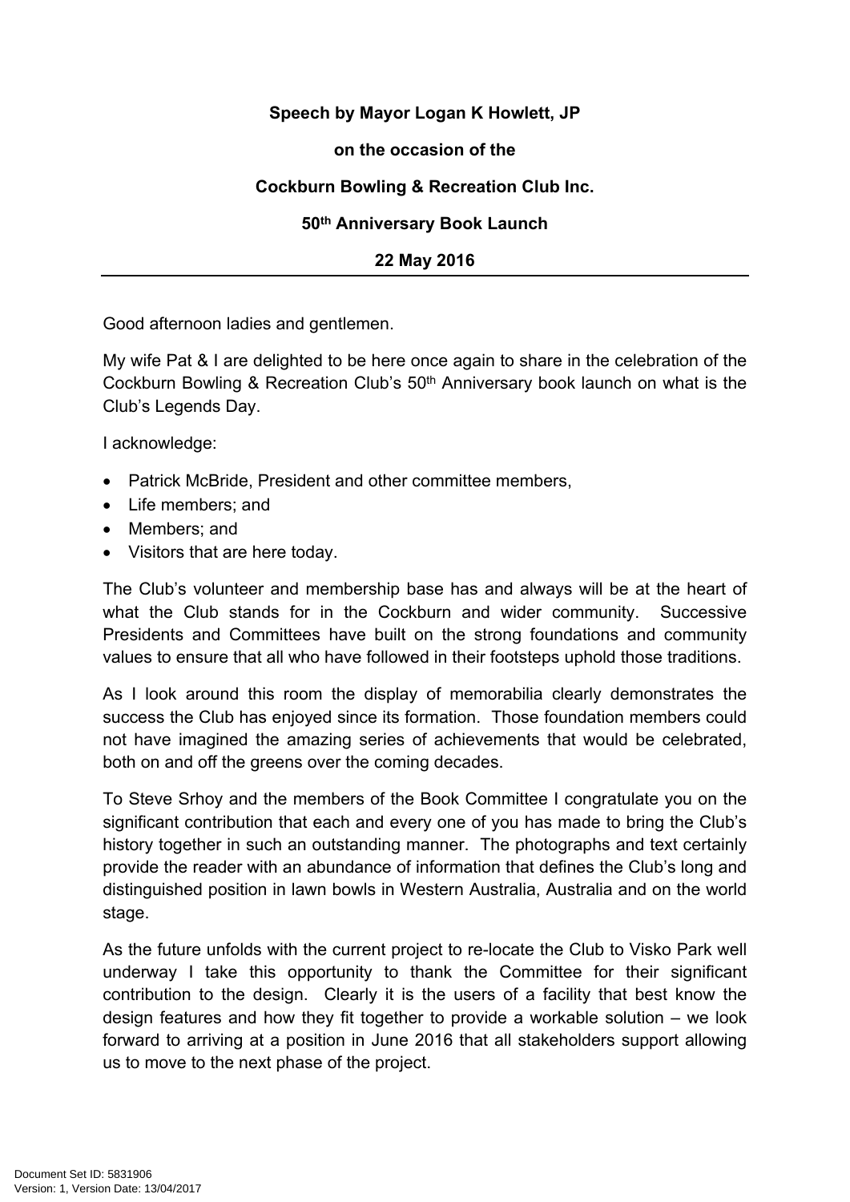**Speech by Mayor Logan K Howlett, JP**

**on the occasion of the**

**Cockburn Bowling & Recreation Club Inc.**

**50th Anniversary Book Launch**

**22 May 2016**

---

Good afternoon ladies and gentlemen.

My wife Pat & I are delighted to be here once again to share in the celebration of the Cockburn Bowling & Recreation Club's 50th Anniversary book launch on what is the Club's Legends Day.

I acknowledge:

- Patrick McBride, President and other committee members,
- Life members; and
- Members; and
- Visitors that are here today.

The Club's volunteer and membership base has and always will be at the heart of what the Club stands for in the Cockburn and wider community. Successive Presidents and Committees have built on the strong foundations and community values to ensure that all who have followed in their footsteps uphold those traditions.

As I look around this room the display of memorabilia clearly demonstrates the success the Club has enjoyed since its formation. Those foundation members could not have imagined the amazing series of achievements that would be celebrated, both on and off the greens over the coming decades.

To Steve Srhoy and the members of the Book Committee I congratulate you on the significant contribution that each and every one of you has made to bring the Club's history together in such an outstanding manner. The photographs and text certainly provide the reader with an abundance of information that defines the Club's long and distinguished position in lawn bowls in Western Australia, Australia and on the world stage.

As the future unfolds with the current project to re-locate the Club to Visko Park well underway I take this opportunity to thank the Committee for their significant contribution to the design. Clearly it is the users of a facility that best know the design features and how they fit together to provide a workable solution – we look forward to arriving at a position in June 2016 that all stakeholders support allowing us to move to the next phase of the project.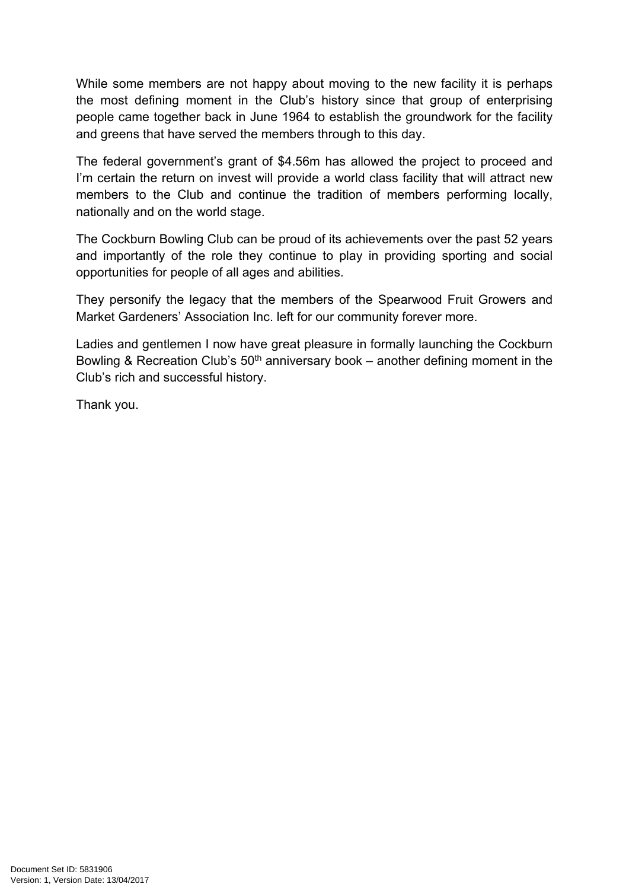While some members are not happy about moving to the new facility it is perhaps the most defining moment in the Club's history since that group of enterprising people came together back in June 1964 to establish the groundwork for the facility and greens that have served the members through to this day.

The federal government's grant of $4.56m has allowed the project to proceed and I'm certain the return on invest will provide a world class facility that will attract new members to the Club and continue the tradition of members performing locally, nationally and on the world stage.

The Cockburn Bowling Club can be proud of its achievements over the past 52 years and importantly of the role they continue to play in providing sporting and social opportunities for people of all ages and abilities.

They personify the legacy that the members of the Spearwood Fruit Growers and Market Gardeners' Association Inc. left for our community forever more.

Ladies and gentlemen I now have great pleasure in formally launching the Cockburn Bowling & Recreation Club's 50th anniversary book – another defining moment in the Club's rich and successful history.

Thank you.